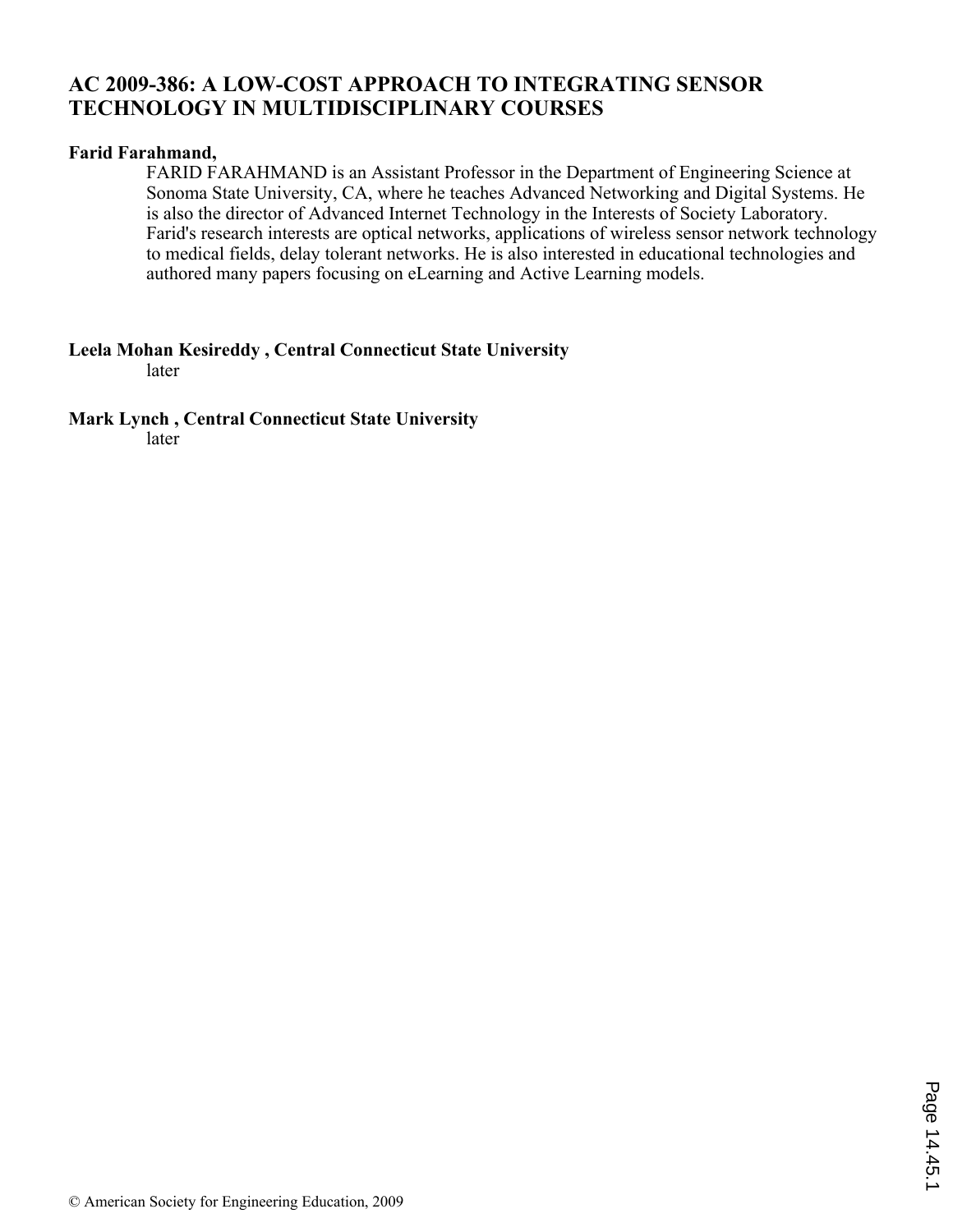# AC 2009-386: A LOW-COST APPROACH TO INTEGRATING SENSOR TECHNOLOGY IN MULTIDISCIPLINARY COURSES

**Farid Farahmand,**

FARID FARAHMAND is an Assistant Professor in the Department of Engineering Science at Sonoma State University, CA, where he teaches Advanced Networking and Digital Systems. He is also the director of Advanced Internet Technology in the Interests of Society Laboratory. Farid's research interests are optical networks, applications of wireless sensor network technology to medical fields, delay tolerant networks. He is also interested in educational technologies and authored many papers focusing on eLearning and Active Learning models.

**Leela Mohan Kesireddy , Central Connecticut State University**

later

**Mark Lynch , Central Connecticut State University**

later

© American Society for Engineering Education, 2009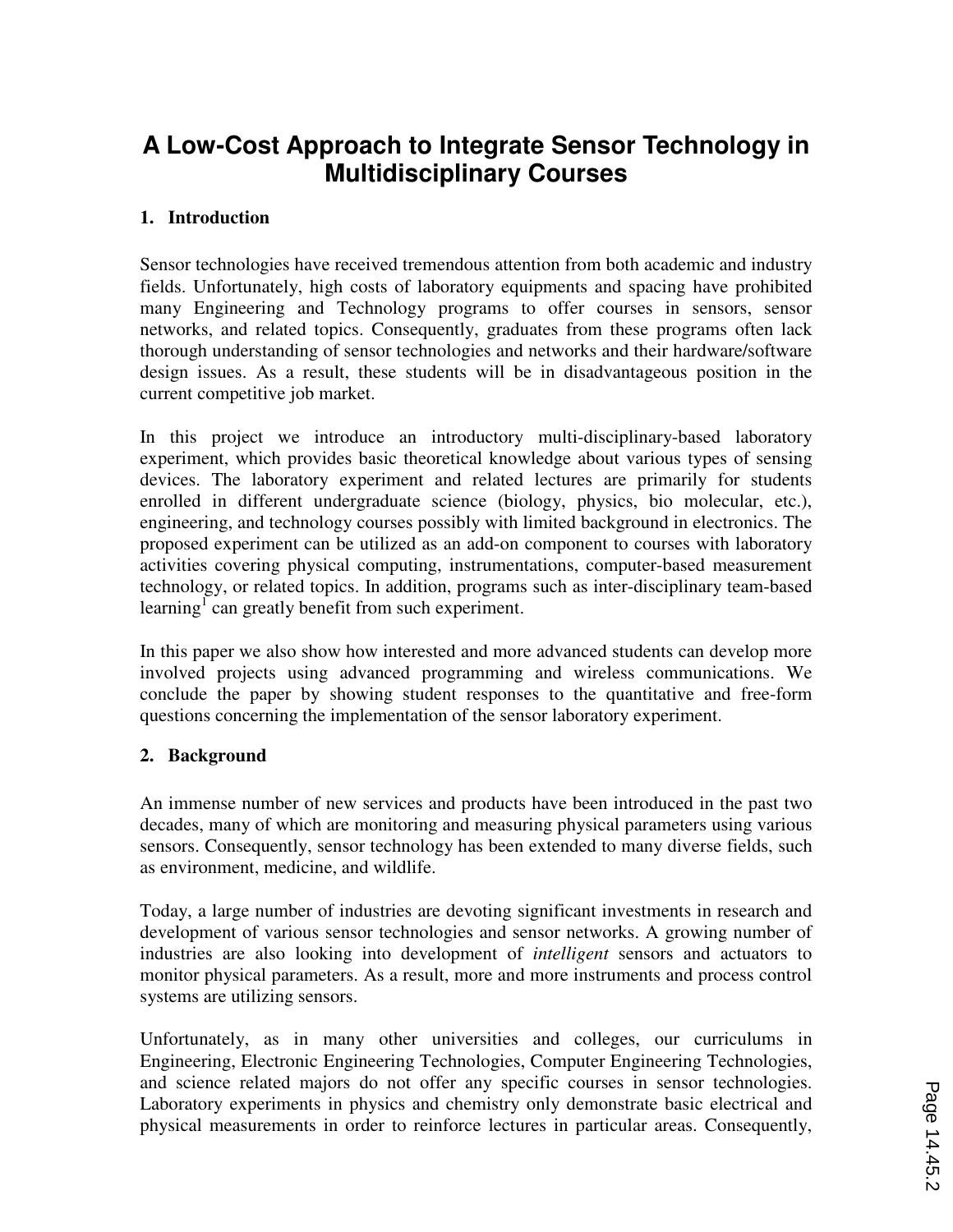# A Low-Cost Approach to Integrate Sensor Technology in Multidisciplinary Courses

## 1. Introduction

Sensor technologies have received tremendous attention from both academic and industry fields. Unfortunately, high costs of laboratory equipments and spacing have prohibited many Engineering and Technology programs to offer courses in sensors, sensor networks, and related topics. Consequently, graduates from these programs often lack thorough understanding of sensor technologies and networks and their hardware/software design issues. As a result, these students will be in disadvantageous position in the current competitive job market.

In this project we introduce an introductory multi-disciplinary-based laboratory experiment, which provides basic theoretical knowledge about various types of sensing devices. The laboratory experiment and related lectures are primarily for students enrolled in different undergraduate science (biology, physics, bio molecular, etc.), engineering, and technology courses possibly with limited background in electronics. The proposed experiment can be utilized as an add-on component to courses with laboratory activities covering physical computing, instrumentations, computer-based measurement technology, or related topics. In addition, programs such as inter-disciplinary team-based learning[1] can greatly benefit from such experiment.

In this paper we also show how interested and more advanced students can develop more involved projects using advanced programming and wireless communications. We conclude the paper by showing student responses to the quantitative and free-form questions concerning the implementation of the sensor laboratory experiment.

## 2. Background

An immense number of new services and products have been introduced in the past two decades, many of which are monitoring and measuring physical parameters using various sensors. Consequently, sensor technology has been extended to many diverse fields, such as environment, medicine, and wildlife.

Today, a large number of industries are devoting significant investments in research and development of various sensor technologies and sensor networks. A growing number of industries are also looking into development of *intelligent* sensors and actuators to monitor physical parameters. As a result, more and more instruments and process control systems are utilizing sensors.

Unfortunately, as in many other universities and colleges, our curriculums in Engineering, Electronic Engineering Technologies, Computer Engineering Technologies, and science related majors do not offer any specific courses in sensor technologies. Laboratory experiments in physics and chemistry only demonstrate basic electrical and physical measurements in order to reinforce lectures in particular areas. Consequently,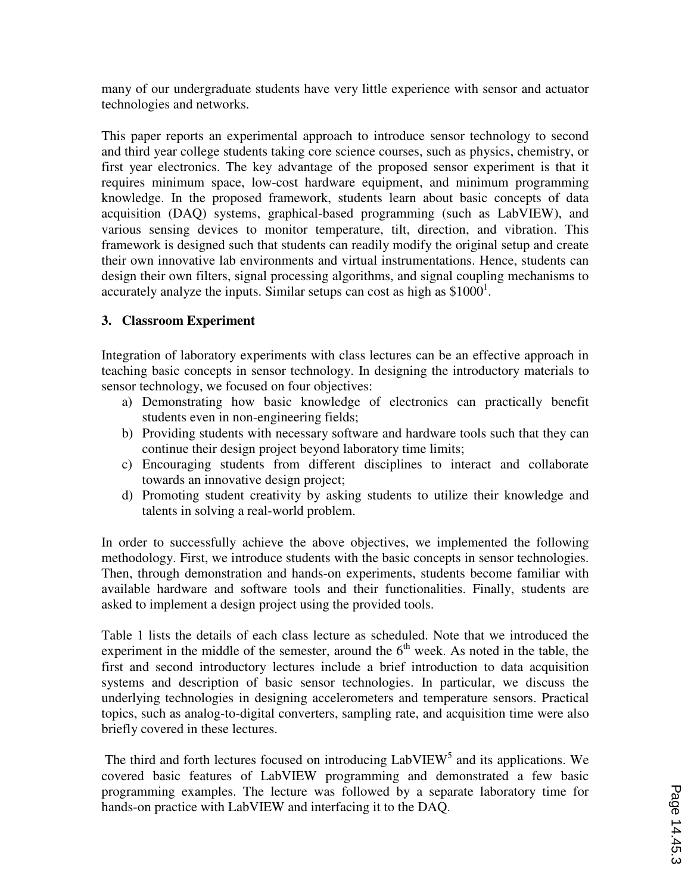many of our undergraduate students have very little experience with sensor and actuator technologies and networks.

This paper reports an experimental approach to introduce sensor technology to second and third year college students taking core science courses, such as physics, chemistry, or first year electronics. The key advantage of the proposed sensor experiment is that it requires minimum space, low-cost hardware equipment, and minimum programming knowledge. In the proposed framework, students learn about basic concepts of data acquisition (DAQ) systems, graphical-based programming (such as LabVIEW), and various sensing devices to monitor temperature, tilt, direction, and vibration. This framework is designed such that students can readily modify the original setup and create their own innovative lab environments and virtual instrumentations. Hence, students can design their own filters, signal processing algorithms, and signal coupling mechanisms to accurately analyze the inputs. Similar setups can cost as high as $1000[1].

## 3. Classroom Experiment

Integration of laboratory experiments with class lectures can be an effective approach in teaching basic concepts in sensor technology. In designing the introductory materials to sensor technology, we focused on four objectives:

a) Demonstrating how basic knowledge of electronics can practically benefit students even in non-engineering fields;
b) Providing students with necessary software and hardware tools such that they can continue their design project beyond laboratory time limits;
c) Encouraging students from different disciplines to interact and collaborate towards an innovative design project;
d) Promoting student creativity by asking students to utilize their knowledge and talents in solving a real-world problem.

In order to successfully achieve the above objectives, we implemented the following methodology. First, we introduce students with the basic concepts in sensor technologies. Then, through demonstration and hands-on experiments, students become familiar with available hardware and software tools and their functionalities. Finally, students are asked to implement a design project using the provided tools.

Table 1 lists the details of each class lecture as scheduled. Note that we introduced the experiment in the middle of the semester, around the 6th week. As noted in the table, the first and second introductory lectures include a brief introduction to data acquisition systems and description of basic sensor technologies. In particular, we discuss the underlying technologies in designing accelerometers and temperature sensors. Practical topics, such as analog-to-digital converters, sampling rate, and acquisition time were also briefly covered in these lectures.

The third and forth lectures focused on introducing LabVIEW[5] and its applications. We covered basic features of LabVIEW programming and demonstrated a few basic programming examples. The lecture was followed by a separate laboratory time for hands-on practice with LabVIEW and interfacing it to the DAQ.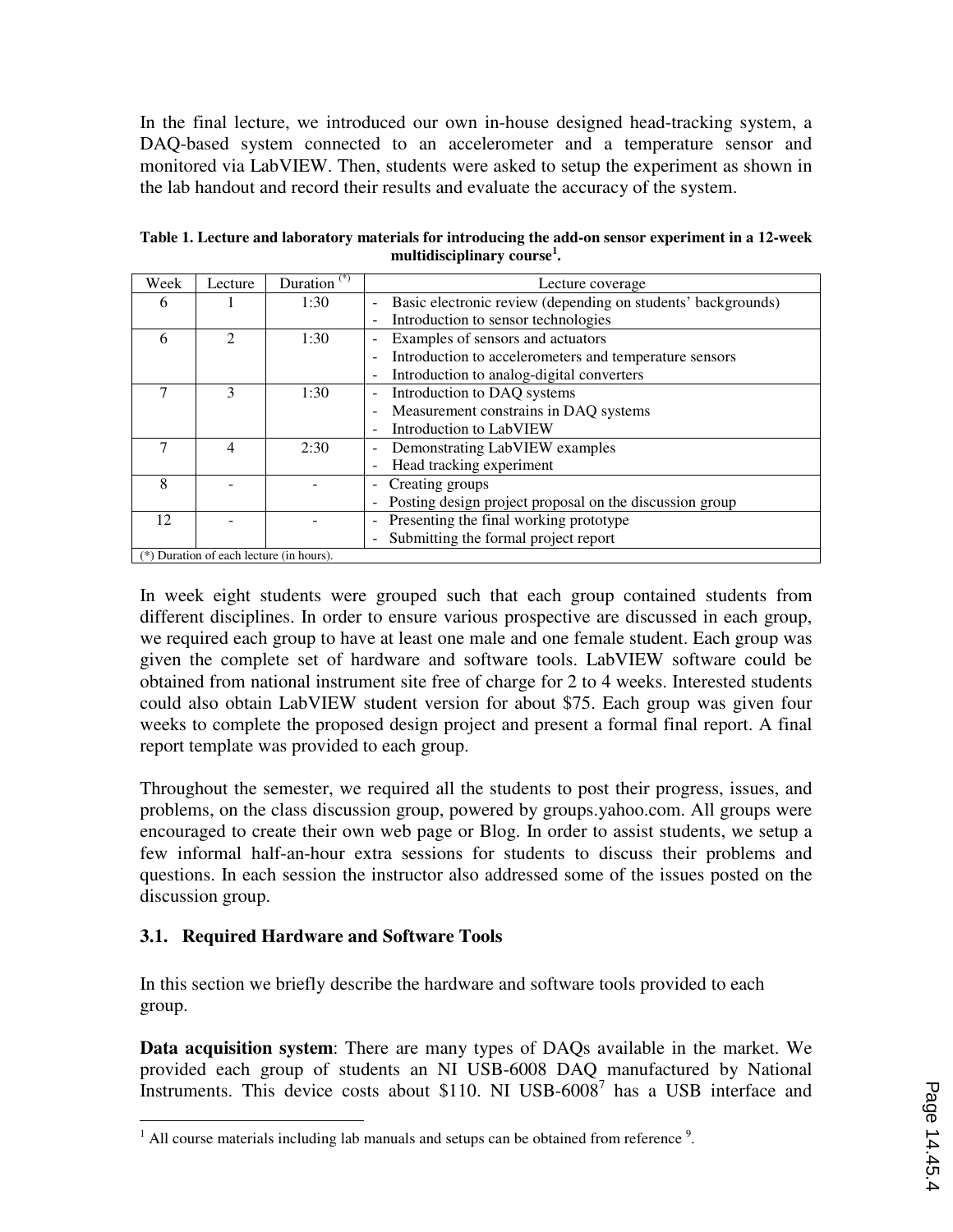In the final lecture, we introduced our own in-house designed head-tracking system, a DAQ-based system connected to an accelerometer and a temperature sensor and monitored via LabVIEW. Then, students were asked to setup the experiment as shown in the lab handout and record their results and evaluate the accuracy of the system.

**Table 1. Lecture and laboratory materials for introducing the add-on sensor experiment in a 12-week multidisciplinary course[1].**

| Week | Lecture | Duration (*) | Lecture coverage |
|---|---|---|---|
| 6 | 1 | 1:30 | - Basic electronic review (depending on students' backgrounds)<br>- Introduction to sensor technologies |
| 6 | 2 | 1:30 | - Examples of sensors and actuators<br>- Introduction to accelerometers and temperature sensors<br>- Introduction to analog-digital converters |
| 7 | 3 | 1:30 | - Introduction to DAQ systems<br>- Measurement constrains in DAQ systems<br>- Introduction to LabVIEW |
| 7 | 4 | 2:30 | - Demonstrating LabVIEW examples<br>- Head tracking experiment |
| 8 | - | - | - Creating groups<br>- Posting design project proposal on the discussion group |
| 12 | - | - | - Presenting the final working prototype<br>- Submitting the formal project report |

(*) Duration of each lecture (in hours).

In week eight students were grouped such that each group contained students from different disciplines. In order to ensure various prospective are discussed in each group, we required each group to have at least one male and one female student. Each group was given the complete set of hardware and software tools. LabVIEW software could be obtained from national instrument site free of charge for 2 to 4 weeks. Interested students could also obtain LabVIEW student version for about $75. Each group was given four weeks to complete the proposed design project and present a formal final report. A final report template was provided to each group.

Throughout the semester, we required all the students to post their progress, issues, and problems, on the class discussion group, powered by groups.yahoo.com. All groups were encouraged to create their own web page or Blog. In order to assist students, we setup a few informal half-an-hour extra sessions for students to discuss their problems and questions. In each session the instructor also addressed some of the issues posted on the discussion group.

### 3.1. Required Hardware and Software Tools

In this section we briefly describe the hardware and software tools provided to each group.

**Data acquisition system**: There are many types of DAQs available in the market. We provided each group of students an NI USB-6008 DAQ manufactured by National Instruments. This device costs about $110. NI USB-6008[7] has a USB interface and

[1] All course materials including lab manuals and setups can be obtained from reference [9].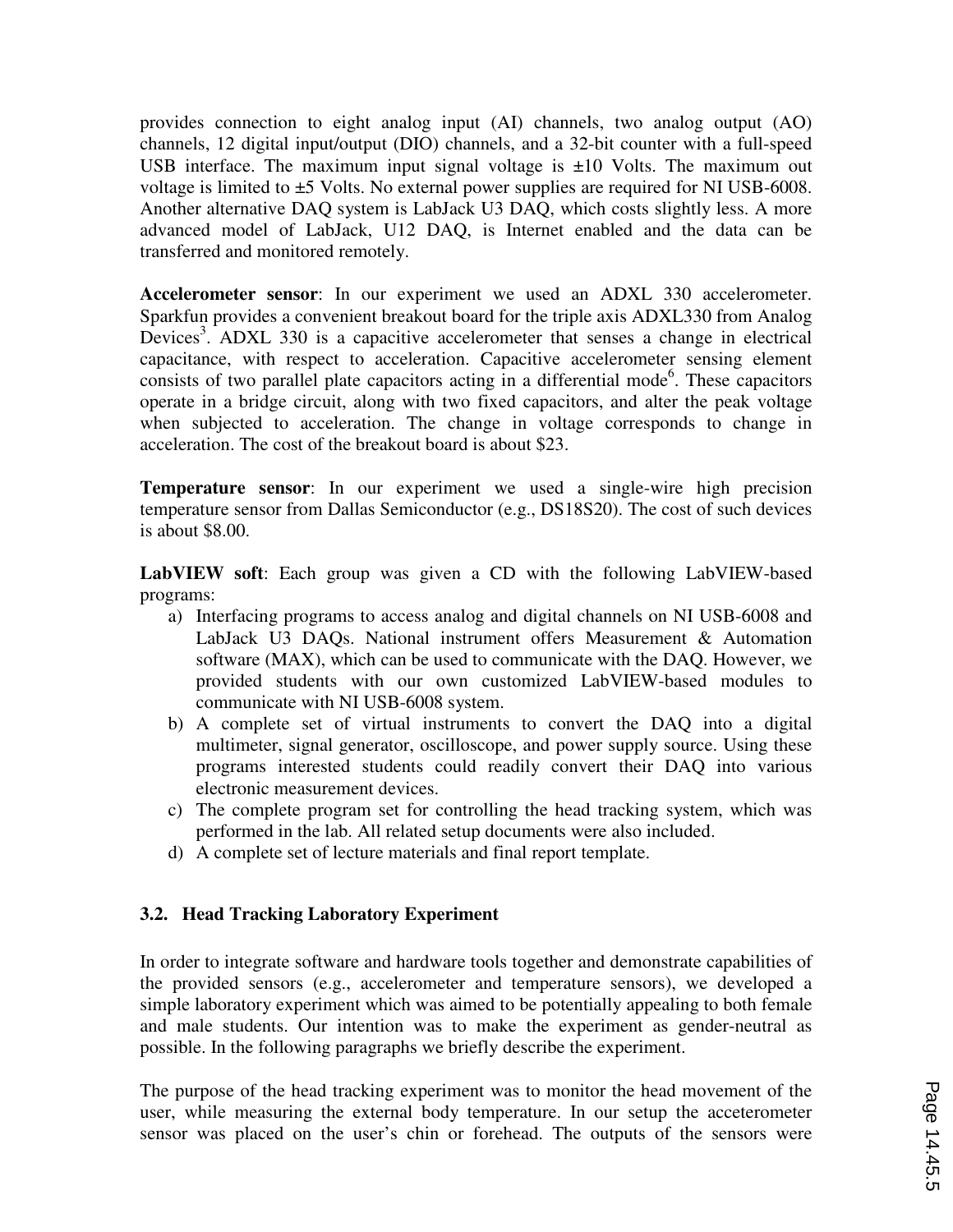provides connection to eight analog input (AI) channels, two analog output (AO) channels, 12 digital input/output (DIO) channels, and a 32-bit counter with a full-speed USB interface. The maximum input signal voltage is ±10 Volts. The maximum out voltage is limited to ±5 Volts. No external power supplies are required for NI USB-6008. Another alternative DAQ system is LabJack U3 DAQ, which costs slightly less. A more advanced model of LabJack, U12 DAQ, is Internet enabled and the data can be transferred and monitored remotely.

**Accelerometer sensor**: In our experiment we used an ADXL 330 accelerometer. Sparkfun provides a convenient breakout board for the triple axis ADXL330 from Analog Devices[3]. ADXL 330 is a capacitive accelerometer that senses a change in electrical capacitance, with respect to acceleration. Capacitive accelerometer sensing element consists of two parallel plate capacitors acting in a differential mode[6]. These capacitors operate in a bridge circuit, along with two fixed capacitors, and alter the peak voltage when subjected to acceleration. The change in voltage corresponds to change in acceleration. The cost of the breakout board is about $23.

**Temperature sensor**: In our experiment we used a single-wire high precision temperature sensor from Dallas Semiconductor (e.g., DS18S20). The cost of such devices is about $8.00.

**LabVIEW soft**: Each group was given a CD with the following LabVIEW-based programs:

a) Interfacing programs to access analog and digital channels on NI USB-6008 and LabJack U3 DAQs. National instrument offers Measurement & Automation software (MAX), which can be used to communicate with the DAQ. However, we provided students with our own customized LabVIEW-based modules to communicate with NI USB-6008 system.
b) A complete set of virtual instruments to convert the DAQ into a digital multimeter, signal generator, oscilloscope, and power supply source. Using these programs interested students could readily convert their DAQ into various electronic measurement devices.
c) The complete program set for controlling the head tracking system, which was performed in the lab. All related setup documents were also included.
d) A complete set of lecture materials and final report template.

### 3.2. Head Tracking Laboratory Experiment

In order to integrate software and hardware tools together and demonstrate capabilities of the provided sensors (e.g., accelerometer and temperature sensors), we developed a simple laboratory experiment which was aimed to be potentially appealing to both female and male students. Our intention was to make the experiment as gender-neutral as possible. In the following paragraphs we briefly describe the experiment.

The purpose of the head tracking experiment was to monitor the head movement of the user, while measuring the external body temperature. In our setup the acceterometer sensor was placed on the user's chin or forehead. The outputs of the sensors were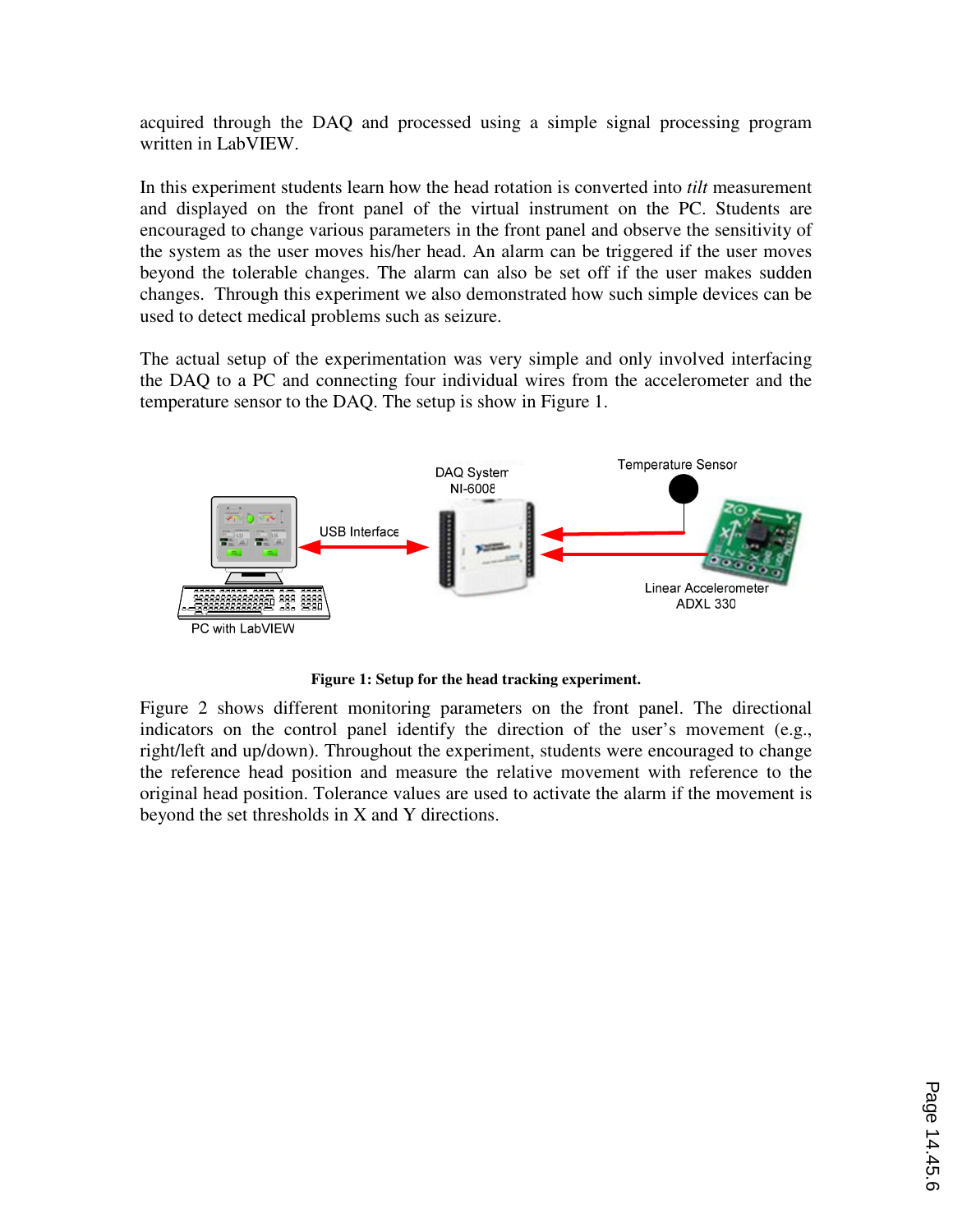acquired through the DAQ and processed using a simple signal processing program written in LabVIEW.

In this experiment students learn how the head rotation is converted into *tilt* measurement and displayed on the front panel of the virtual instrument on the PC. Students are encouraged to change various parameters in the front panel and observe the sensitivity of the system as the user moves his/her head. An alarm can be triggered if the user moves beyond the tolerable changes. The alarm can also be set off if the user makes sudden changes. Through this experiment we also demonstrated how such simple devices can be used to detect medical problems such as seizure.

The actual setup of the experimentation was very simple and only involved interfacing the DAQ to a PC and connecting four individual wires from the accelerometer and the temperature sensor to the DAQ. The setup is show in Figure 1.

**Figure 1: Setup for the head tracking experiment.**

Figure 2 shows different monitoring parameters on the front panel. The directional indicators on the control panel identify the direction of the user's movement (e.g., right/left and up/down). Throughout the experiment, students were encouraged to change the reference head position and measure the relative movement with reference to the original head position. Tolerance values are used to activate the alarm if the movement is beyond the set thresholds in X and Y directions.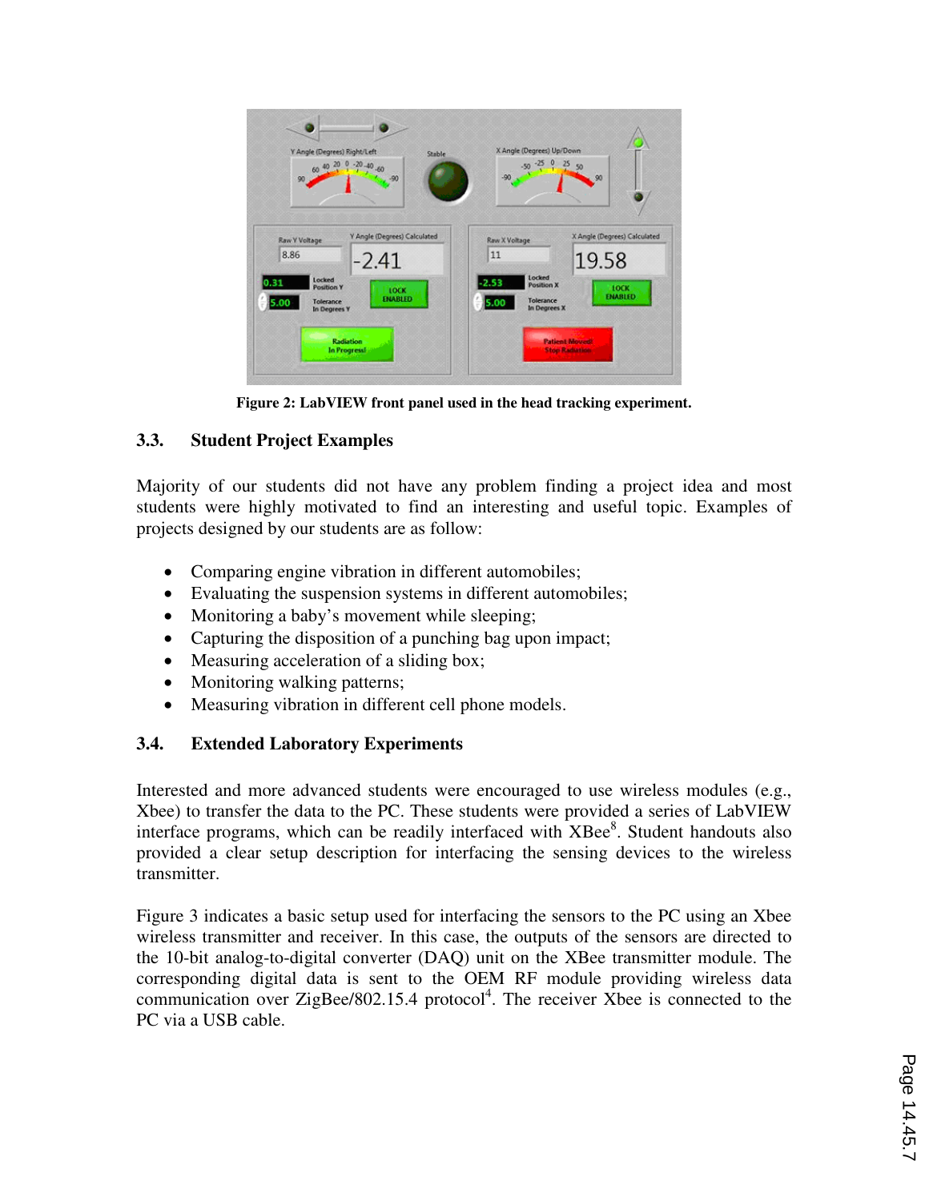Figure 2: LabVIEW front panel used in the head tracking experiment.

### 3.3. Student Project Examples

Majority of our students did not have any problem finding a project idea and most students were highly motivated to find an interesting and useful topic. Examples of projects designed by our students are as follow:

- Comparing engine vibration in different automobiles;
- Evaluating the suspension systems in different automobiles;
- Monitoring a baby's movement while sleeping;
- Capturing the disposition of a punching bag upon impact;
- Measuring acceleration of a sliding box;
- Monitoring walking patterns;
- Measuring vibration in different cell phone models.

### 3.4. Extended Laboratory Experiments

Interested and more advanced students were encouraged to use wireless modules (e.g., Xbee) to transfer the data to the PC. These students were provided a series of LabVIEW interface programs, which can be readily interfaced with XBee[8]. Student handouts also provided a clear setup description for interfacing the sensing devices to the wireless transmitter.

Figure 3 indicates a basic setup used for interfacing the sensors to the PC using an Xbee wireless transmitter and receiver. In this case, the outputs of the sensors are directed to the 10-bit analog-to-digital converter (DAQ) unit on the XBee transmitter module. The corresponding digital data is sent to the OEM RF module providing wireless data communication over ZigBee/802.15.4 protocol[4]. The receiver Xbee is connected to the PC via a USB cable.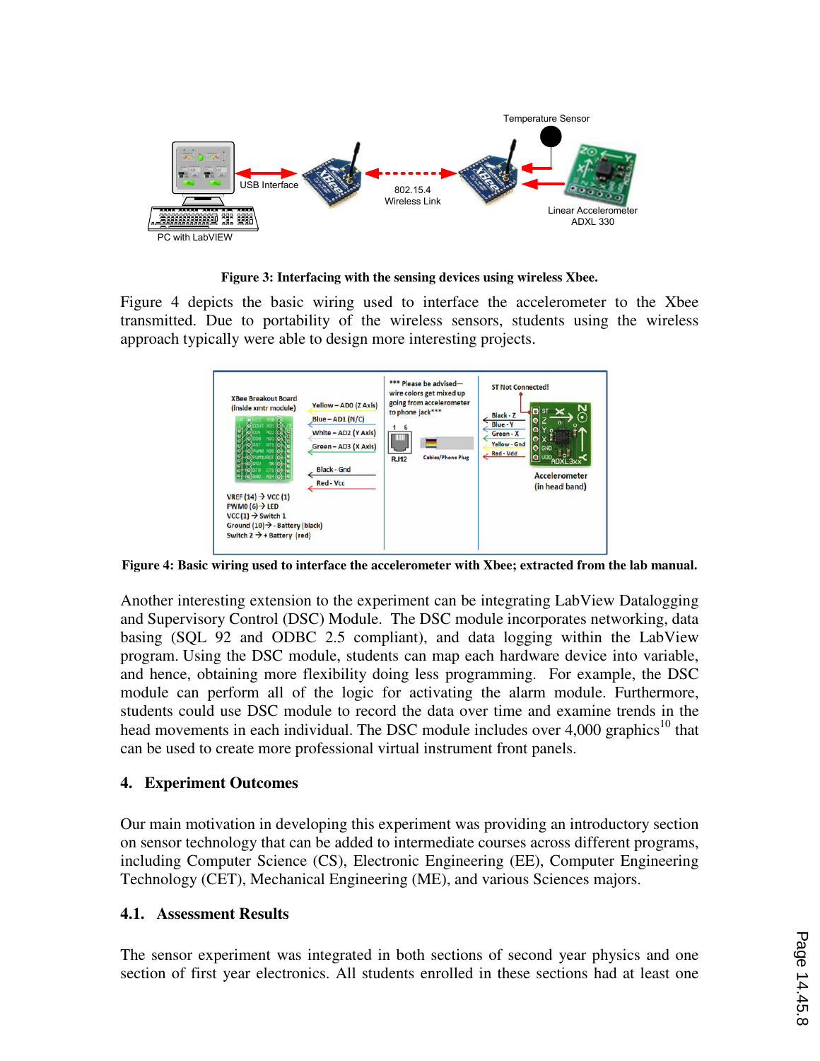**Figure 3: Interfacing with the sensing devices using wireless Xbee.**

Figure 4 depicts the basic wiring used to interface the accelerometer to the Xbee transmitted. Due to portability of the wireless sensors, students using the wireless approach typically were able to design more interesting projects.

**Figure 4: Basic wiring used to interface the accelerometer with Xbee; extracted from the lab manual.**

Another interesting extension to the experiment can be integrating LabView Datalogging and Supervisory Control (DSC) Module. The DSC module incorporates networking, data basing (SQL 92 and ODBC 2.5 compliant), and data logging within the LabView program. Using the DSC module, students can map each hardware device into variable, and hence, obtaining more flexibility doing less programming. For example, the DSC module can perform all of the logic for activating the alarm module. Furthermore, students could use DSC module to record the data over time and examine trends in the head movements in each individual. The DSC module includes over 4,000 graphics[10] that can be used to create more professional virtual instrument front panels.

## 4. Experiment Outcomes

Our main motivation in developing this experiment was providing an introductory section on sensor technology that can be added to intermediate courses across different programs, including Computer Science (CS), Electronic Engineering (EE), Computer Engineering Technology (CET), Mechanical Engineering (ME), and various Sciences majors.

### 4.1. Assessment Results

The sensor experiment was integrated in both sections of second year physics and one section of first year electronics. All students enrolled in these sections had at least one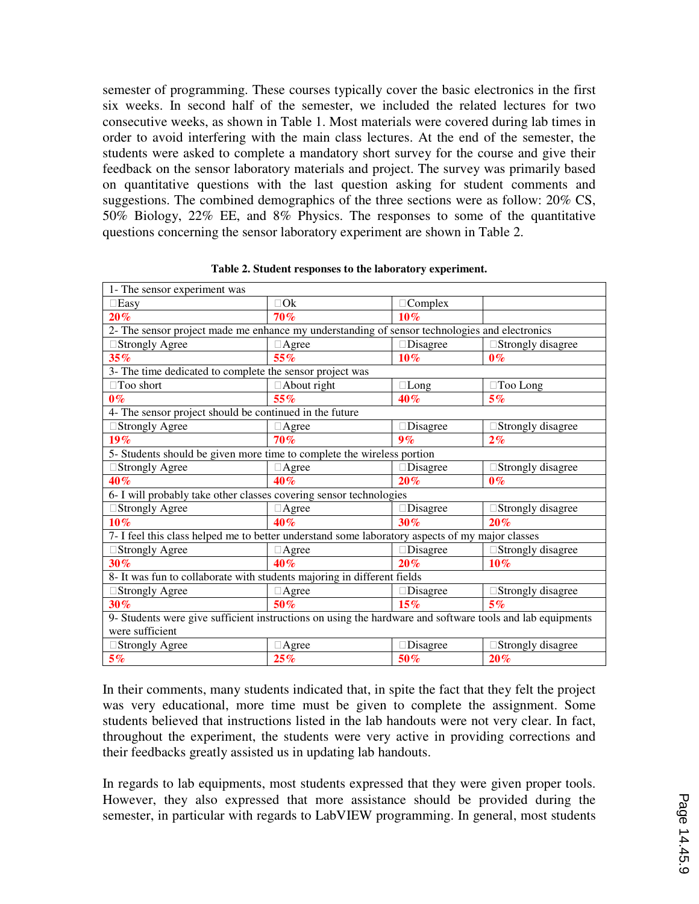semester of programming. These courses typically cover the basic electronics in the first six weeks. In second half of the semester, we included the related lectures for two consecutive weeks, as shown in Table 1. Most materials were covered during lab times in order to avoid interfering with the main class lectures. At the end of the semester, the students were asked to complete a mandatory short survey for the course and give their feedback on the sensor laboratory materials and project. The survey was primarily based on quantitative questions with the last question asking for student comments and suggestions. The combined demographics of the three sections were as follow: 20% CS, 50% Biology, 22% EE, and 8% Physics. The responses to some of the quantitative questions concerning the sensor laboratory experiment are shown in Table 2.

**Table 2. Student responses to the laboratory experiment.**

| 1- The sensor experiment was | | | |
|---|---|---|---|
| □Easy | □Ok | □Complex | |
| 20% | 70% | 10% | |
| 2- The sensor project made me enhance my understanding of sensor technologies and electronics | | | |
| □Strongly Agree | □Agree | □Disagree | □Strongly disagree |
| 35% | 55% | 10% | 0% |
| 3- The time dedicated to complete the sensor project was | | | |
| □Too short | □About right | □Long | □Too Long |
| 0% | 55% | 40% | 5% |
| 4- The sensor project should be continued in the future | | | |
| □Strongly Agree | □Agree | □Disagree | □Strongly disagree |
| 19% | 70% | 9% | 2% |
| 5- Students should be given more time to complete the wireless portion | | | |
| □Strongly Agree | □Agree | □Disagree | □Strongly disagree |
| 40% | 40% | 20% | 0% |
| 6- I will probably take other classes covering sensor technologies | | | |
| □Strongly Agree | □Agree | □Disagree | □Strongly disagree |
| 10% | 40% | 30% | 20% |
| 7- I feel this class helped me to better understand some laboratory aspects of my major classes | | | |
| □Strongly Agree | □Agree | □Disagree | □Strongly disagree |
| 30% | 40% | 20% | 10% |
| 8- It was fun to collaborate with students majoring in different fields | | | |
| □Strongly Agree | □Agree | □Disagree | □Strongly disagree |
| 30% | 50% | 15% | 5% |
| 9- Students were give sufficient instructions on using the hardware and software tools and lab equipments were sufficient | | | |
| □Strongly Agree | □Agree | □Disagree | □Strongly disagree |
| 5% | 25% | 50% | 20% |

In their comments, many students indicated that, in spite the fact that they felt the project was very educational, more time must be given to complete the assignment. Some students believed that instructions listed in the lab handouts were not very clear. In fact, throughout the experiment, the students were very active in providing corrections and their feedbacks greatly assisted us in updating lab handouts.

In regards to lab equipments, most students expressed that they were given proper tools. However, they also expressed that more assistance should be provided during the semester, in particular with regards to LabVIEW programming. In general, most students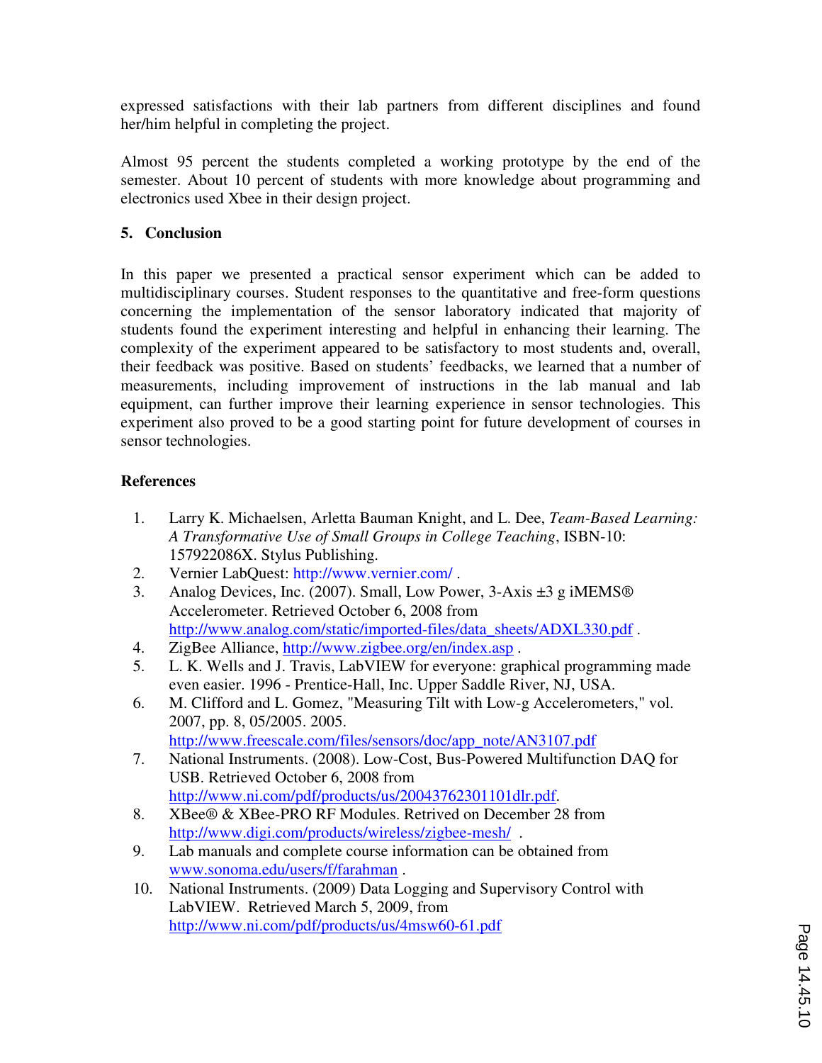expressed satisfactions with their lab partners from different disciplines and found her/him helpful in completing the project.

Almost 95 percent the students completed a working prototype by the end of the semester. About 10 percent of students with more knowledge about programming and electronics used Xbee in their design project.

## 5. Conclusion

In this paper we presented a practical sensor experiment which can be added to multidisciplinary courses. Student responses to the quantitative and free-form questions concerning the implementation of the sensor laboratory indicated that majority of students found the experiment interesting and helpful in enhancing their learning. The complexity of the experiment appeared to be satisfactory to most students and, overall, their feedback was positive. Based on students' feedbacks, we learned that a number of measurements, including improvement of instructions in the lab manual and lab equipment, can further improve their learning experience in sensor technologies. This experiment also proved to be a good starting point for future development of courses in sensor technologies.

## References

1. Larry K. Michaelsen, Arletta Bauman Knight, and L. Dee, *Team-Based Learning: A Transformative Use of Small Groups in College Teaching*, ISBN-10: 157922086X. Stylus Publishing.
2. Vernier LabQuest: http://www.vernier.com/ .
3. Analog Devices, Inc. (2007). Small, Low Power, 3-Axis ±3 g iMEMS® Accelerometer. Retrieved October 6, 2008 from http://www.analog.com/static/imported-files/data_sheets/ADXL330.pdf .
4. ZigBee Alliance, http://www.zigbee.org/en/index.asp .
5. L. K. Wells and J. Travis, LabVIEW for everyone: graphical programming made even easier. 1996 - Prentice-Hall, Inc. Upper Saddle River, NJ, USA.
6. M. Clifford and L. Gomez, "Measuring Tilt with Low-g Accelerometers," vol. 2007, pp. 8, 05/2005. 2005. http://www.freescale.com/files/sensors/doc/app_note/AN3107.pdf
7. National Instruments. (2008). Low-Cost, Bus-Powered Multifunction DAQ for USB. Retrieved October 6, 2008 from http://www.ni.com/pdf/products/us/20043762301101dlr.pdf.
8. XBee® & XBee-PRO RF Modules. Retrived on December 28 from http://www.digi.com/products/wireless/zigbee-mesh/ .
9. Lab manuals and complete course information can be obtained from www.sonoma.edu/users/f/farahman .
10. National Instruments. (2009) Data Logging and Supervisory Control with LabVIEW. Retrieved March 5, 2009, from http://www.ni.com/pdf/products/us/4msw60-61.pdf